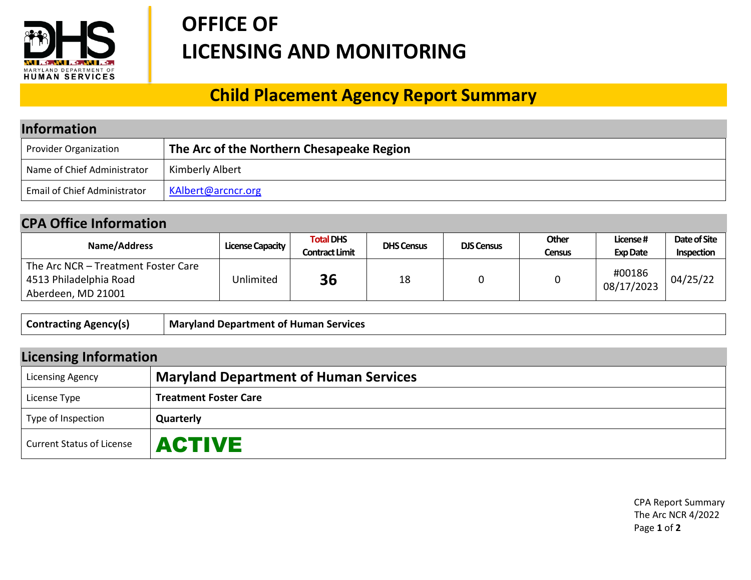# OFFICE OF LICENSING AND MONITORING

## Child Placement Agency Report Summary

### Information

| | |
|---|---|
| Provider Organization | **The Arc of the Northern Chesapeake Region** |
| Name of Chief Administrator | Kimberly Albert |
| Email of Chief Administrator | KAlbert@arcncr.org |

### CPA Office Information

| Name/Address | License Capacity | Total DHS Contract Limit | DHS Census | DJS Census | Other Census | License # Exp Date | Date of Site Inspection |
|---|---|---|---|---|---|---|---|
| The Arc NCR – Treatment Foster Care 4513 Philadelphia Road Aberdeen, MD 21001 | Unlimited | **36** | 18 | 0 | 0 | #00186 08/17/2023 | 04/25/22 |

| | |
|---|---|
| **Contracting Agency(s)** | **Maryland Department of Human Services** |

### Licensing Information

| | |
|---|---|
| Licensing Agency | **Maryland Department of Human Services** |
| License Type | **Treatment Foster Care** |
| Type of Inspection | **Quarterly** |
| Current Status of License | **ACTIVE** |

CPA Report Summary
The Arc NCR 4/2022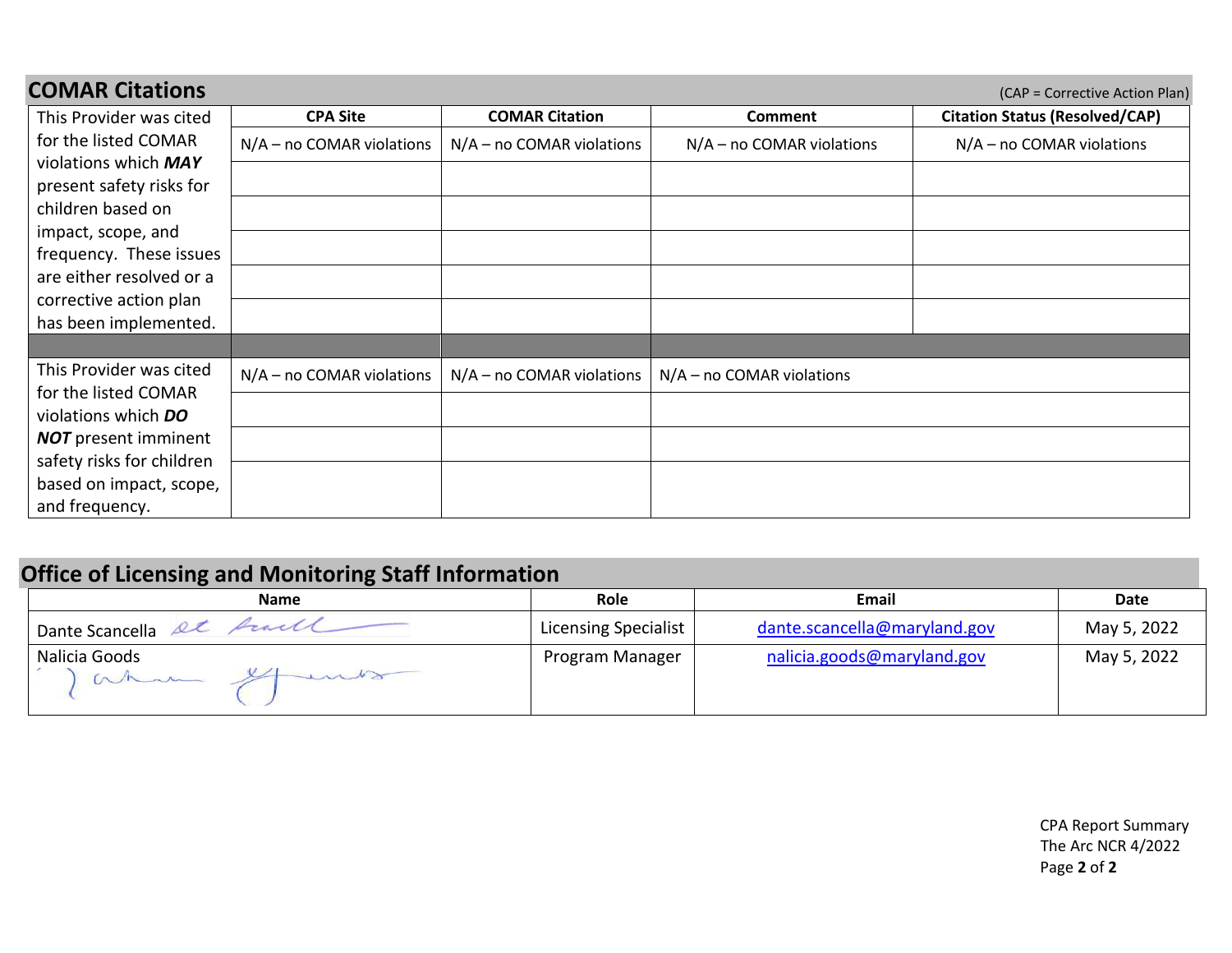## COMAR Citations

(CAP = Corrective Action Plan)

| | CPA Site | COMAR Citation | Comment | Citation Status (Resolved/CAP) |
|---|---|---|---|---|
| This Provider was cited for the listed COMAR violations which ***MAY*** present safety risks for children based on impact, scope, and frequency. These issues are either resolved or a corrective action plan has been implemented. | N/A – no COMAR violations | N/A – no COMAR violations | N/A – no COMAR violations | N/A – no COMAR violations |
| | | | | |
| | | | | |
| | | | | |
| | | | | |
| | | | | |

| | | | |
|---|---|---|---|
| This Provider was cited for the listed COMAR violations which ***DO NOT*** present imminent safety risks for children based on impact, scope, and frequency. | N/A – no COMAR violations | N/A – no COMAR violations | N/A – no COMAR violations |
| | | | |
| | | | |
| | | | |

## Office of Licensing and Monitoring Staff Information

| Name | Role | Email | Date |
|---|---|---|---|
| Dante Scancella | Licensing Specialist | dante.scancella@maryland.gov | May 5, 2022 |
| Nalicia Goods | Program Manager | nalicia.goods@maryland.gov | May 5, 2022 |

CPA Report Summary
The Arc NCR 4/2022